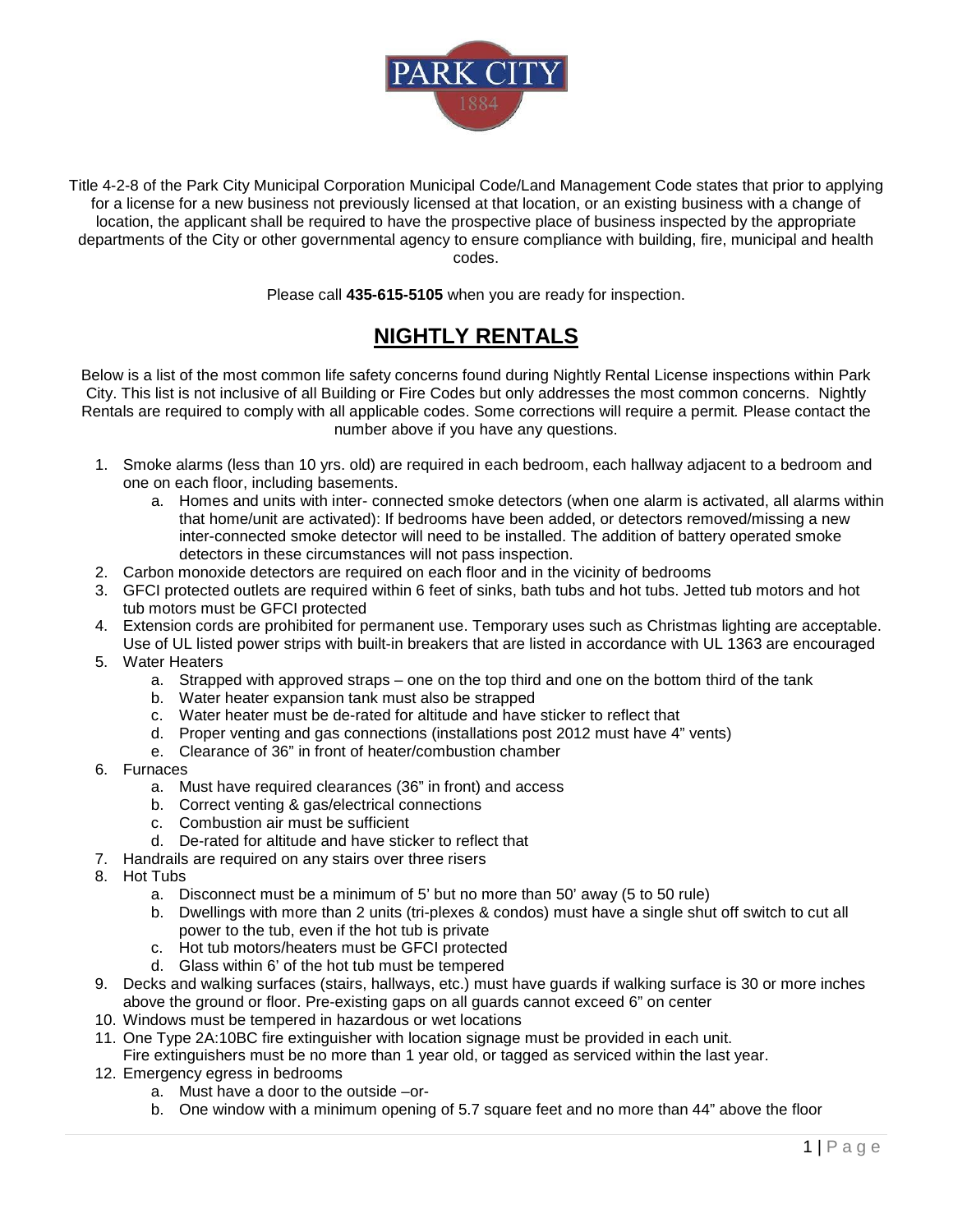PARK CITY
1884

Title 4-2-8 of the Park City Municipal Corporation Municipal Code/Land Management Code states that prior to applying for a license for a new business not previously licensed at that location, or an existing business with a change of location, the applicant shall be required to have the prospective place of business inspected by the appropriate departments of the City or other governmental agency to ensure compliance with building, fire, municipal and health codes.

Please call **435-615-5105** when you are ready for inspection.

# NIGHTLY RENTALS

Below is a list of the most common life safety concerns found during Nightly Rental License inspections within Park City. This list is not inclusive of all Building or Fire Codes but only addresses the most common concerns. Nightly Rentals are required to comply with all applicable codes. Some corrections will require a permit. Please contact the number above if you have any questions.

1. Smoke alarms (less than 10 yrs. old) are required in each bedroom, each hallway adjacent to a bedroom and one on each floor, including basements.
    a. Homes and units with inter- connected smoke detectors (when one alarm is activated, all alarms within that home/unit are activated): If bedrooms have been added, or detectors removed/missing a new inter-connected smoke detector will need to be installed. The addition of battery operated smoke detectors in these circumstances will not pass inspection.
2. Carbon monoxide detectors are required on each floor and in the vicinity of bedrooms
3. GFCI protected outlets are required within 6 feet of sinks, bath tubs and hot tubs. Jetted tub motors and hot tub motors must be GFCI protected
4. Extension cords are prohibited for permanent use. Temporary uses such as Christmas lighting are acceptable. Use of UL listed power strips with built-in breakers that are listed in accordance with UL 1363 are encouraged
5. Water Heaters
    a. Strapped with approved straps – one on the top third and one on the bottom third of the tank
    b. Water heater expansion tank must also be strapped
    c. Water heater must be de-rated for altitude and have sticker to reflect that
    d. Proper venting and gas connections (installations post 2012 must have 4" vents)
    e. Clearance of 36" in front of heater/combustion chamber
6. Furnaces
    a. Must have required clearances (36" in front) and access
    b. Correct venting & gas/electrical connections
    c. Combustion air must be sufficient
    d. De-rated for altitude and have sticker to reflect that
7. Handrails are required on any stairs over three risers
8. Hot Tubs
    a. Disconnect must be a minimum of 5' but no more than 50' away (5 to 50 rule)
    b. Dwellings with more than 2 units (tri-plexes & condos) must have a single shut off switch to cut all power to the tub, even if the hot tub is private
    c. Hot tub motors/heaters must be GFCI protected
    d. Glass within 6' of the hot tub must be tempered
9. Decks and walking surfaces (stairs, hallways, etc.) must have guards if walking surface is 30 or more inches above the ground or floor. Pre-existing gaps on all guards cannot exceed 6" on center
10. Windows must be tempered in hazardous or wet locations
11. One Type 2A:10BC fire extinguisher with location signage must be provided in each unit.
    Fire extinguishers must be no more than 1 year old, or tagged as serviced within the last year.
12. Emergency egress in bedrooms
    a. Must have a door to the outside –or-
    b. One window with a minimum opening of 5.7 square feet and no more than 44" above the floor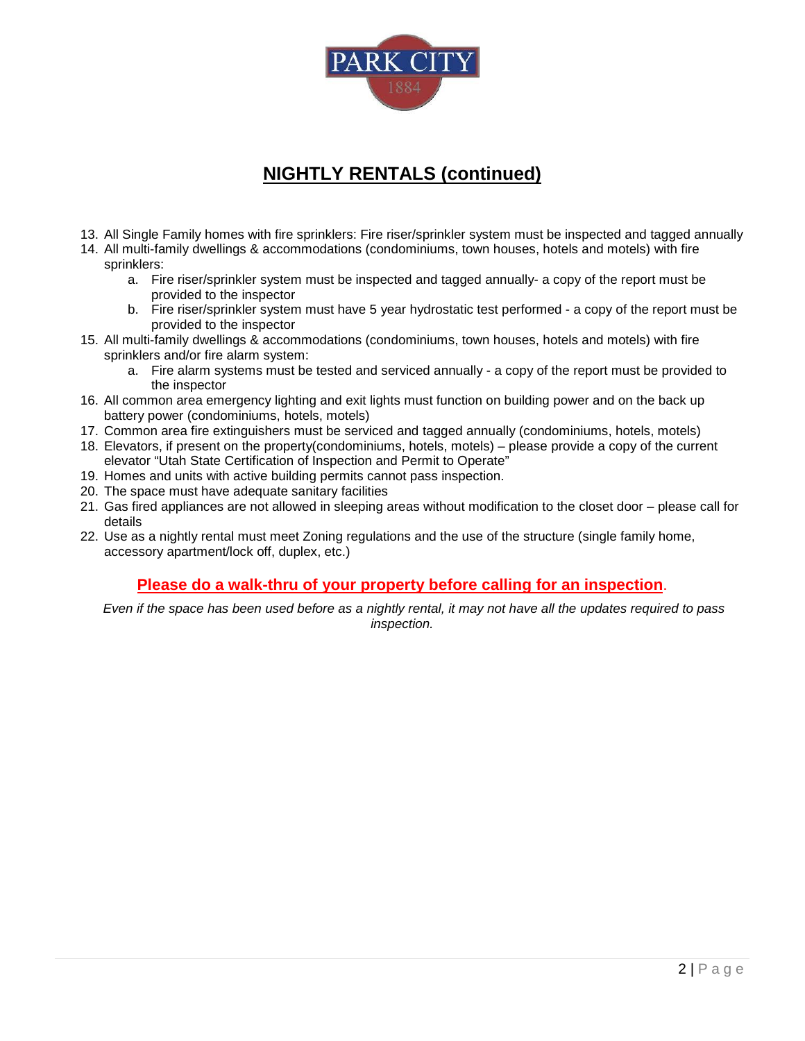# NIGHTLY RENTALS (continued)

13. All Single Family homes with fire sprinklers: Fire riser/sprinkler system must be inspected and tagged annually
14. All multi-family dwellings & accommodations (condominiums, town houses, hotels and motels) with fire sprinklers:
    a. Fire riser/sprinkler system must be inspected and tagged annually- a copy of the report must be provided to the inspector
    b. Fire riser/sprinkler system must have 5 year hydrostatic test performed - a copy of the report must be provided to the inspector
15. All multi-family dwellings & accommodations (condominiums, town houses, hotels and motels) with fire sprinklers and/or fire alarm system:
    a. Fire alarm systems must be tested and serviced annually - a copy of the report must be provided to the inspector
16. All common area emergency lighting and exit lights must function on building power and on the back up battery power (condominiums, hotels, motels)
17. Common area fire extinguishers must be serviced and tagged annually (condominiums, hotels, motels)
18. Elevators, if present on the property(condominiums, hotels, motels) – please provide a copy of the current elevator "Utah State Certification of Inspection and Permit to Operate"
19. Homes and units with active building permits cannot pass inspection.
20. The space must have adequate sanitary facilities
21. Gas fired appliances are not allowed in sleeping areas without modification to the closet door – please call for details
22. Use as a nightly rental must meet Zoning regulations and the use of the structure (single family home, accessory apartment/lock off, duplex, etc.)

**Please do a walk-thru of your property before calling for an inspection.**

*Even if the space has been used before as a nightly rental, it may not have all the updates required to pass inspection.*